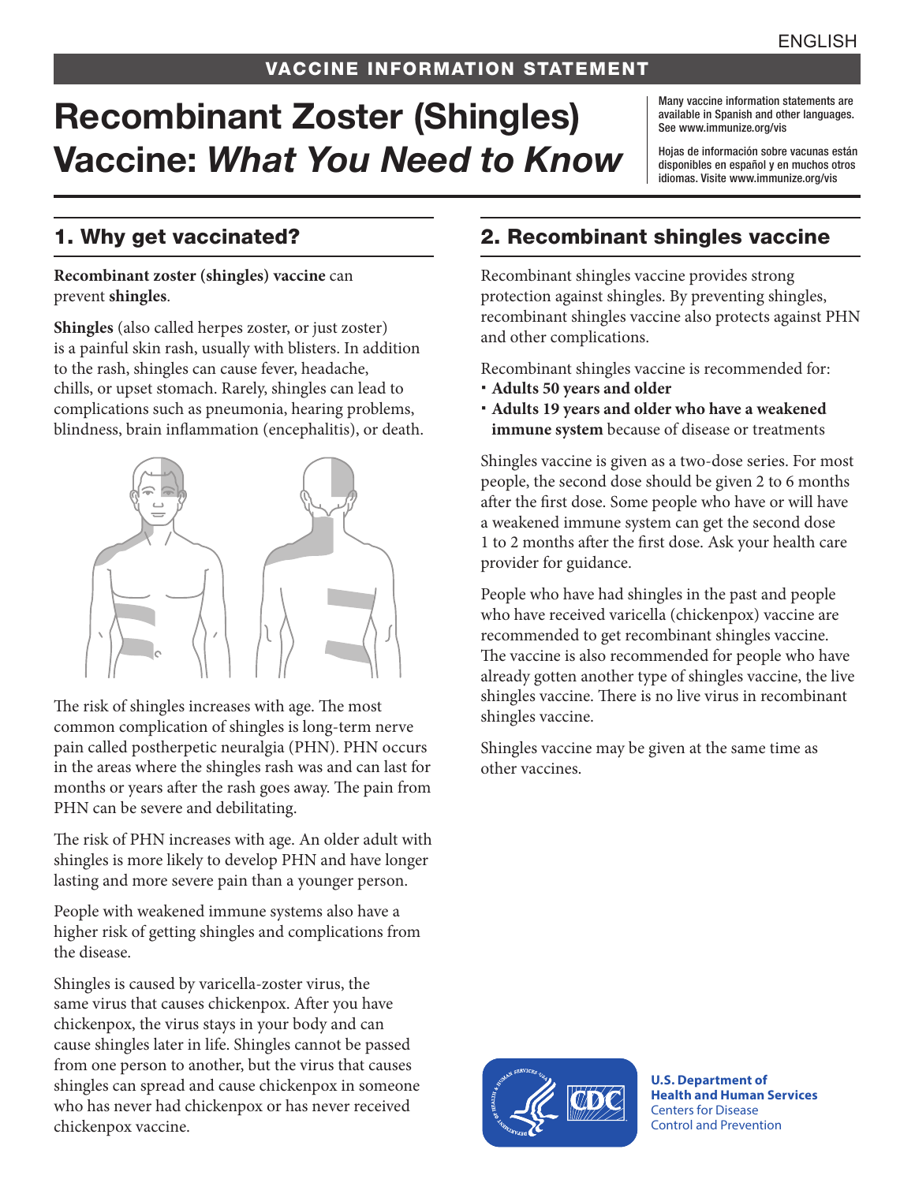ENGLISH

VACCINE INFORMATION STATEMENT

# Recombinant Zoster (Shingles) Vaccine: *What You Need to Know*

Many vaccine information statements are available in Spanish and other languages. See www.immunize.org/vis

Hojas de información sobre vacunas están disponibles en español y en muchos otros idiomas. Visite www.immunize.org/vis

## 1. Why get vaccinated?

**Recombinant zoster (shingles) vaccine** can prevent **shingles**.

**Shingles** (also called herpes zoster, or just zoster) is a painful skin rash, usually with blisters. In addition to the rash, shingles can cause fever, headache, chills, or upset stomach. Rarely, shingles can lead to complications such as pneumonia, hearing problems, blindness, brain inflammation (encephalitis), or death.

The risk of shingles increases with age. The most common complication of shingles is long-term nerve pain called postherpetic neuralgia (PHN). PHN occurs in the areas where the shingles rash was and can last for months or years after the rash goes away. The pain from PHN can be severe and debilitating.

The risk of PHN increases with age. An older adult with shingles is more likely to develop PHN and have longer lasting and more severe pain than a younger person.

People with weakened immune systems also have a higher risk of getting shingles and complications from the disease.

Shingles is caused by varicella-zoster virus, the same virus that causes chickenpox. After you have chickenpox, the virus stays in your body and can cause shingles later in life. Shingles cannot be passed from one person to another, but the virus that causes shingles can spread and cause chickenpox in someone who has never had chickenpox or has never received chickenpox vaccine.

## 2. Recombinant shingles vaccine

Recombinant shingles vaccine provides strong protection against shingles. By preventing shingles, recombinant shingles vaccine also protects against PHN and other complications.

Recombinant shingles vaccine is recommended for:

- **Adults 50 years and older**
- **Adults 19 years and older who have a weakened immune system** because of disease or treatments

Shingles vaccine is given as a two-dose series. For most people, the second dose should be given 2 to 6 months after the first dose. Some people who have or will have a weakened immune system can get the second dose 1 to 2 months after the first dose. Ask your health care provider for guidance.

People who have had shingles in the past and people who have received varicella (chickenpox) vaccine are recommended to get recombinant shingles vaccine. The vaccine is also recommended for people who have already gotten another type of shingles vaccine, the live shingles vaccine. There is no live virus in recombinant shingles vaccine.

Shingles vaccine may be given at the same time as other vaccines.

**U.S. Department of Health and Human Services**
Centers for Disease Control and Prevention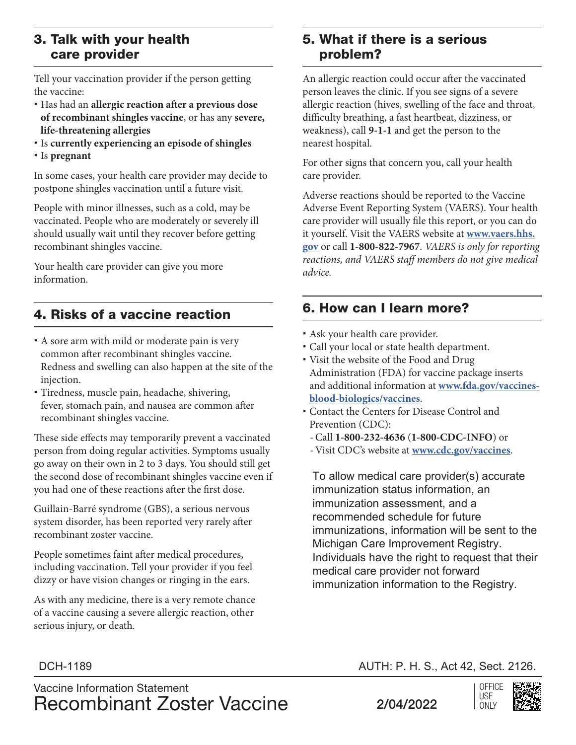## 3. Talk with your health care provider

Tell your vaccination provider if the person getting the vaccine:

- Has had an **allergic reaction after a previous dose of recombinant shingles vaccine**, or has any **severe, life-threatening allergies**
- Is **currently experiencing an episode of shingles**
- Is **pregnant**

In some cases, your health care provider may decide to postpone shingles vaccination until a future visit.

People with minor illnesses, such as a cold, may be vaccinated. People who are moderately or severely ill should usually wait until they recover before getting recombinant shingles vaccine.

Your health care provider can give you more information.

## 4. Risks of a vaccine reaction

- A sore arm with mild or moderate pain is very common after recombinant shingles vaccine. Redness and swelling can also happen at the site of the injection.
- Tiredness, muscle pain, headache, shivering, fever, stomach pain, and nausea are common after recombinant shingles vaccine.

These side effects may temporarily prevent a vaccinated person from doing regular activities. Symptoms usually go away on their own in 2 to 3 days. You should still get the second dose of recombinant shingles vaccine even if you had one of these reactions after the first dose.

Guillain-Barré syndrome (GBS), a serious nervous system disorder, has been reported very rarely after recombinant zoster vaccine.

People sometimes faint after medical procedures, including vaccination. Tell your provider if you feel dizzy or have vision changes or ringing in the ears.

As with any medicine, there is a very remote chance of a vaccine causing a severe allergic reaction, other serious injury, or death.

## 5. What if there is a serious problem?

An allergic reaction could occur after the vaccinated person leaves the clinic. If you see signs of a severe allergic reaction (hives, swelling of the face and throat, difficulty breathing, a fast heartbeat, dizziness, or weakness), call **9-1-1** and get the person to the nearest hospital.

For other signs that concern you, call your health care provider.

Adverse reactions should be reported to the Vaccine Adverse Event Reporting System (VAERS). Your health care provider will usually file this report, or you can do it yourself. Visit the VAERS website at **www.vaers.hhs.gov** or call **1-800-822-7967**. *VAERS is only for reporting reactions, and VAERS staff members do not give medical advice.*

## 6. How can I learn more?

- Ask your health care provider.
- Call your local or state health department.
- Visit the website of the Food and Drug Administration (FDA) for vaccine package inserts and additional information at **www.fda.gov/vaccines-blood-biologics/vaccines**.
- Contact the Centers for Disease Control and Prevention (CDC):
  - Call **1-800-232-4636** (**1-800-CDC-INFO**) or
  - Visit CDC's website at **www.cdc.gov/vaccines**.

To allow medical care provider(s) accurate immunization status information, an immunization assessment, and a recommended schedule for future immunizations, information will be sent to the Michigan Care Improvement Registry. Individuals have the right to request that their medical care provider not forward immunization information to the Registry.

DCH-1189

AUTH: P. H. S., Act 42, Sect. 2126.

Vaccine Information Statement

Recombinant Zoster Vaccine

2/04/2022

OFFICE USE ONLY